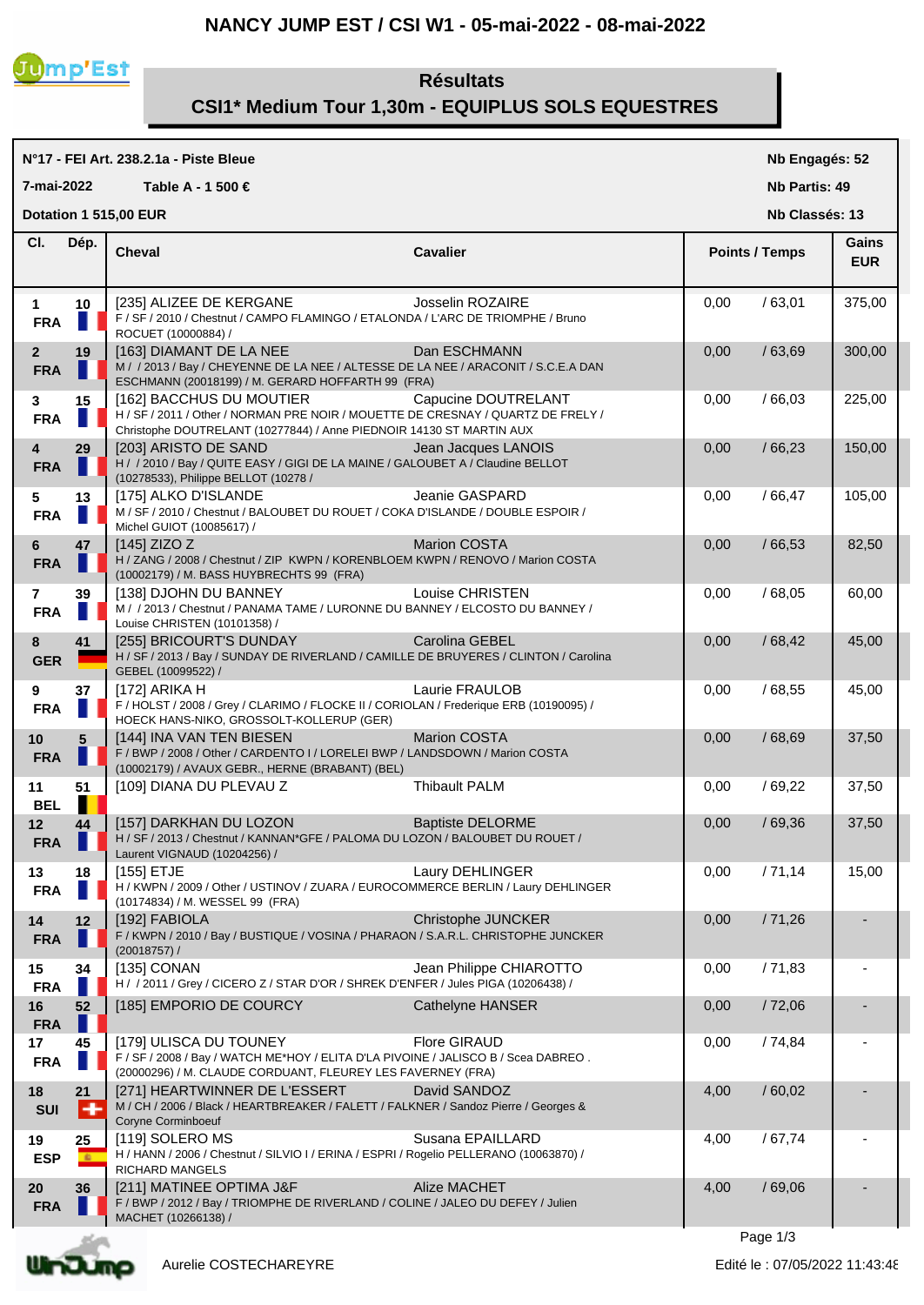# NANCY JUMP EST / CSI W1 - 05-mai-2022 - 08-mai-2022

## Résultats

## CSI1* Medium Tour 1,30m - EQUIPLUS SOLS EQUESTRES

**N°17 - FEI Art. 238.2.1a - Piste Bleue** — **Nb Engagés: 52**

**7-mai-2022** — **Table A - 1 500 €** — **Nb Partis: 49**

**Dotation 1 515,00 EUR** — **Nb Classés: 13**

| Cl. | Dép. | Cheval | Cavalier | Points | Temps | Gains EUR |
|---|---|---|---|---|---|---|
| 1 FRA | 10 | [235] ALIZEE DE KERGANE<br>F / SF / 2010 / Chestnut / CAMPO FLAMINGO / ETALONDA / L'ARC DE TRIOMPHE / Bruno ROCUET (10000884) / | Josselin ROZAIRE | 0,00 | / 63,01 | 375,00 |
| 2 FRA | 19 | [163] DIAMANT DE LA NEE<br>M / / 2013 / Bay / CHEYENNE DE LA NEE / ALTESSE DE LA NEE / ARACONIT / S.C.E.A DAN ESCHMANN (20018199) / M. GERARD HOFFARTH 99 (FRA) | Dan ESCHMANN | 0,00 | / 63,69 | 300,00 |
| 3 FRA | 15 | [162] BACCHUS DU MOUTIER<br>H / SF / 2011 / Other / NORMAN PRE NOIR / MOUETTE DE CRESNAY / QUARTZ DE FRELY / Christophe DOUTRELANT (10277844) / Anne PIEDNOIR 14130 ST MARTIN AUX | Capucine DOUTRELANT | 0,00 | / 66,03 | 225,00 |
| 4 FRA | 29 | [203] ARISTO DE SAND<br>H / / 2010 / Bay / QUITE EASY / GIGI DE LA MAINE / GALOUBET A / Claudine BELLOT (10278533), Philippe BELLOT (10278 / | Jean Jacques LANOIS | 0,00 | / 66,23 | 150,00 |
| 5 FRA | 13 | [175] ALKO D'ISLANDE<br>M / SF / 2010 / Chestnut / BALOUBET DU ROUET / COKA D'ISLANDE / DOUBLE ESPOIR / Michel GUIOT (10085617) / | Jeanie GASPARD | 0,00 | / 66,47 | 105,00 |
| 6 FRA | 47 | [145] ZIZO Z<br>H / ZANG / 2008 / Chestnut / ZIP KWPN / KORENBLOEM KWPN / RENOVO / Marion COSTA (10002179) / M. BASS HUYBRECHTS 99 (FRA) | Marion COSTA | 0,00 | / 66,53 | 82,50 |
| 7 FRA | 39 | [138] DJOHN DU BANNEY<br>M / / 2013 / Chestnut / PANAMA TAME / LURONNE DU BANNEY / ELCOSTO DU BANNEY / Louise CHRISTEN (10101358) / | Louise CHRISTEN | 0,00 | / 68,05 | 60,00 |
| 8 GER | 41 | [255] BRICOURT'S DUNDAY<br>H / SF / 2013 / Bay / SUNDAY DE RIVERLAND / CAMILLE DE BRUYERES / CLINTON / Carolina GEBEL (10099522) / | Carolina GEBEL | 0,00 | / 68,42 | 45,00 |
| 9 FRA | 37 | [172] ARIKA H<br>F / HOLST / 2008 / Grey / CLARIMO / FLOCKE II / CORIOLAN / Frederique ERB (10190095) / HOECK HANS-NIKO, GROSSOLT-KOLLERUP (GER) | Laurie FRAULOB | 0,00 | / 68,55 | 45,00 |
| 10 FRA | 5 | [144] INA VAN TEN BIESEN<br>F / BWP / 2008 / Other / CARDENTO I / LORELEI BWP / LANDSDOWN / Marion COSTA (10002179) / AVAUX GEBR., HERNE (BRABANT) (BEL) | Marion COSTA | 0,00 | / 68,69 | 37,50 |
| 11 BEL | 51 | [109] DIANA DU PLEVAU Z | Thibault PALM | 0,00 | / 69,22 | 37,50 |
| 12 FRA | 44 | [157] DARKHAN DU LOZON<br>H / SF / 2013 / Chestnut / KANNAN*GFE / PALOMA DU LOZON / BALOUBET DU ROUET / Laurent VIGNAUD (10204256) / | Baptiste DELORME | 0,00 | / 69,36 | 37,50 |
| 13 FRA | 18 | [155] ETJE<br>H / KWPN / 2009 / Other / USTINOV / ZUARA / EUROCOMMERCE BERLIN / Laury DEHLINGER (10174834) / M. WESSEL 99 (FRA) | Laury DEHLINGER | 0,00 | / 71,14 | 15,00 |
| 14 FRA | 12 | [192] FABIOLA<br>F / KWPN / 2010 / Bay / BUSTIQUE / VOSINA / PHARAON / S.A.R.L. CHRISTOPHE JUNCKER (20018757) / | Christophe JUNCKER | 0,00 | / 71,26 | - |
| 15 FRA | 34 | [135] CONAN<br>H / / 2011 / Grey / CICERO Z / STAR D'OR / SHREK D'ENFER / Jules PIGA (10206438) / | Jean Philippe CHIAROTTO | 0,00 | / 71,83 | - |
| 16 FRA | 52 | [185] EMPORIO DE COURCY | Cathelyne HANSER | 0,00 | / 72,06 | - |
| 17 FRA | 45 | [179] ULISCA DU TOUNEY<br>F / SF / 2008 / Bay / WATCH ME*HOY / ELITA D'LA PIVOINE / JALISCO B / Scea DABREO . (20000296) / M. CLAUDE CORDUANT, FLEUREY LES FAVERNEY (FRA) | Flore GIRAUD | 0,00 | / 74,84 | - |
| 18 SUI | 21 | [271] HEARTWINNER DE L'ESSERT<br>M / CH / 2006 / Black / HEARTBREAKER / FALETT / FALKNER / Sandoz Pierre / Georges & Coryne Corminboeuf | David SANDOZ | 4,00 | / 60,02 | - |
| 19 ESP | 25 | [119] SOLERO MS<br>H / HANN / 2006 / Chestnut / SILVIO I / ERINA / ESPRI / Rogelio PELLERANO (10063870) / RICHARD MANGELS | Susana EPAILLARD | 4,00 | / 67,74 | - |
| 20 FRA | 36 | [211] MATINEE OPTIMA J&F<br>F / BWP / 2012 / Bay / TRIOMPHE DE RIVERLAND / COLINE / JALEO DU DEFEY / Julien MACHET (10266138) / | Alize MACHET | 4,00 | / 69,06 | - |

Aurelie COSTECHAREYRE

Edité le : 07/05/2022 11:43:48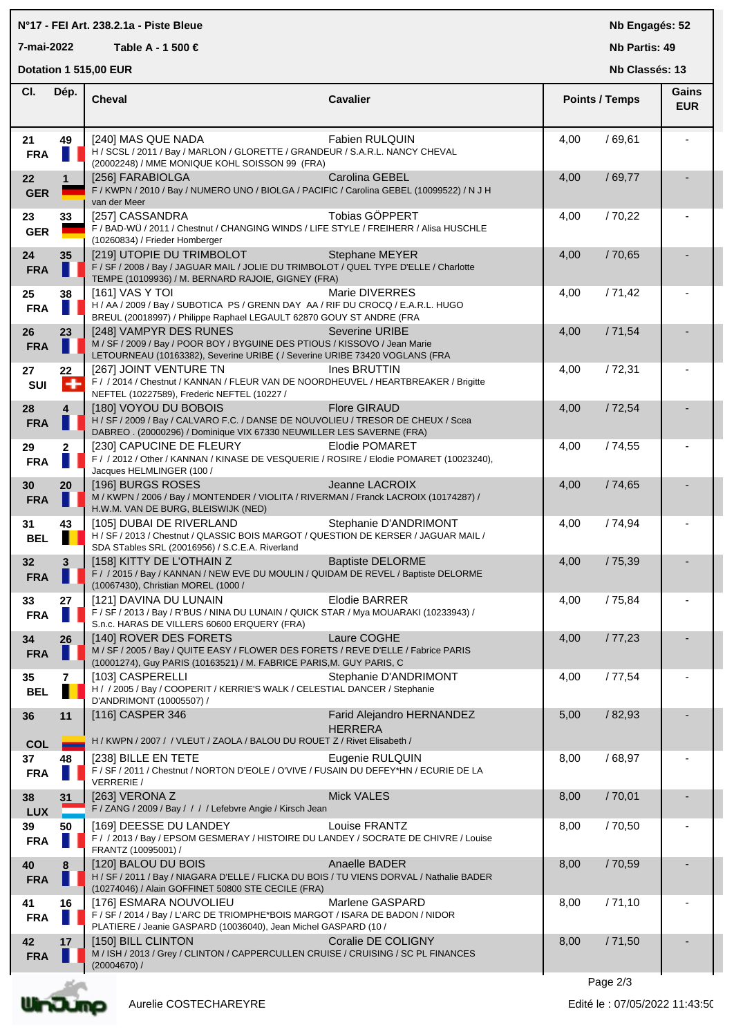**N°17 - FEI Art. 238.2.1a - Piste Bleue**

**7-mai-2022** **Table A - 1 500 €**

**Dotation 1 515,00 EUR**

**Nb Engagés: 52**

**Nb Partis: 49**

**Nb Classés: 13**

| Cl. | Dép. | Cheval | Cavalier | Points / Temps | | Gains EUR |
|---|---|---|---|---|---|---|
| 21 FRA | 49 | [240] MAS QUE NADA<br>H / SCSL / 2011 / Bay / MARLON / GLORETTE / GRANDEUR / S.A.R.L. NANCY CHEVAL (20002248) / MME MONIQUE KOHL SOISSON 99 (FRA) | Fabien RULQUIN | 4,00 | / 69,61 | - |
| 22 GER | 1 | [256] FARABIOLGA<br>F / KWPN / 2010 / Bay / NUMERO UNO / BIOLGA / PACIFIC / Carolina GEBEL (10099522) / N J H van der Meer | Carolina GEBEL | 4,00 | / 69,77 | - |
| 23 GER | 33 | [257] CASSANDRA<br>F / BAD-WÜ / 2011 / Chestnut / CHANGING WINDS / LIFE STYLE / FREIHERR / Alisa HUSCHLE (10260834) / Frieder Homberger | Tobias GÖPPERT | 4,00 | / 70,22 | - |
| 24 FRA | 35 | [219] UTOPIE DU TRIMBOLOT<br>F / SF / 2008 / Bay / JAGUAR MAIL / JOLIE DU TRIMBOLOT / QUEL TYPE D'ELLE / Charlotte TEMPE (10109936) / M. BERNARD RAJOIE, GIGNEY (FRA) | Stephane MEYER | 4,00 | / 70,65 | - |
| 25 FRA | 38 | [161] VAS Y TOI<br>H / AA / 2009 / Bay / SUBOTICA PS / GRENN DAY AA / RIF DU CROCQ / E.A.R.L. HUGO BREUL (20018997) / Philippe Raphael LEGAULT 62870 GOUY ST ANDRE (FRA | Marie DIVERRES | 4,00 | / 71,42 | - |
| 26 FRA | 23 | [248] VAMPYR DES RUNES<br>M / SF / 2009 / Bay / POOR BOY / BYGUINE DES PTIOUS / KISSOVO / Jean Marie LETOURNEAU (10163382), Severine URIBE ( / Severine URIBE 73420 VOGLANS (FRA | Severine URIBE | 4,00 | / 71,54 | - |
| 27 SUI | 22 | [267] JOINT VENTURE TN<br>F / / 2014 / Chestnut / KANNAN / FLEUR VAN DE NOORDHEUVEL / HEARTBREAKER / Brigitte NEFTEL (10227589), Frederic NEFTEL (10227 / | Ines BRUTTIN | 4,00 | / 72,31 | - |
| 28 FRA | 4 | [180] VOYOU DU BOBOIS<br>H / SF / 2009 / Bay / CALVARO F.C. / DANSE DE NOUVOLIEU / TRESOR DE CHEUX / Scea DABREO . (20000296) / Dominique VIX 67330 NEUWILLER LES SAVERNE (FRA) | Flore GIRAUD | 4,00 | / 72,54 | - |
| 29 FRA | 2 | [230] CAPUCINE DE FLEURY<br>F / / 2012 / Other / KANNAN / KINASE DE VESQUERIE / ROSIRE / Elodie POMARET (10023240), Jacques HELMLINGER (100 / | Elodie POMARET | 4,00 | / 74,55 | - |
| 30 FRA | 20 | [196] BURGS ROSES<br>M / KWPN / 2006 / Bay / MONTENDER / VIOLITA / RIVERMAN / Franck LACROIX (10174287) / H.W.M. VAN DE BURG, BLEISWIJK (NED) | Jeanne LACROIX | 4,00 | / 74,65 | - |
| 31 BEL | 43 | [105] DUBAI DE RIVERLAND<br>H / SF / 2013 / Chestnut / QLASSIC BOIS MARGOT / QUESTION DE KERSER / JAGUAR MAIL / SDA STables SRL (20016956) / S.C.E.A. Riverland | Stephanie D'ANDRIMONT | 4,00 | / 74,94 | - |
| 32 FRA | 3 | [158] KITTY DE L'OTHAIN Z<br>F / / 2015 / Bay / KANNAN / NEW EVE DU MOULIN / QUIDAM DE REVEL / Baptiste DELORME (10067430), Christian MOREL (1000 / | Baptiste DELORME | 4,00 | / 75,39 | - |
| 33 FRA | 27 | [121] DAVINA DU LUNAIN<br>F / SF / 2013 / Bay / R'BUS / NINA DU LUNAIN / QUICK STAR / Mya MOUARAKI (10233943) / S.n.c. HARAS DE VILLERS 60600 ERQUERY (FRA) | Elodie BARRER | 4,00 | / 75,84 | - |
| 34 FRA | 26 | [140] ROVER DES FORETS<br>M / SF / 2005 / Bay / QUITE EASY / FLOWER DES FORETS / REVE D'ELLE / Fabrice PARIS (10001274), Guy PARIS (10163521) / M. FABRICE PARIS,M. GUY PARIS, C | Laure COGHE | 4,00 | / 77,23 | - |
| 35 BEL | 7 | [103] CASPERELLI<br>H / / 2005 / Bay / COOPERIT / KERRIE'S WALK / CELESTIAL DANCER / Stephanie D'ANDRIMONT (10005507) / | Stephanie D'ANDRIMONT | 4,00 | / 77,54 | - |
| 36 COL | 11 | [116] CASPER 346<br>H / KWPN / 2007 / / VLEUT / ZAOLA / BALOU DU ROUET Z / Rivet Elisabeth / | Farid Alejandro HERNANDEZ HERRERA | 5,00 | / 82,93 | - |
| 37 FRA | 48 | [238] BILLE EN TETE<br>F / SF / 2011 / Chestnut / NORTON D'EOLE / O'VIVE / FUSAIN DU DEFEY*HN / ECURIE DE LA VERRERIE / | Eugenie RULQUIN | 8,00 | / 68,97 | - |
| 38 LUX | 31 | [263] VERONA Z<br>F / ZANG / 2009 / Bay / / / / Lefebvre Angie / Kirsch Jean | Mick VALES | 8,00 | / 70,01 | - |
| 39 FRA | 50 | [169] DEESSE DU LANDEY<br>F / / 2013 / Bay / EPSOM GESMERAY / HISTOIRE DU LANDEY / SOCRATE DE CHIVRE / Louise FRANTZ (10095001) / | Louise FRANTZ | 8,00 | / 70,50 | - |
| 40 FRA | 8 | [120] BALOU DU BOIS<br>H / SF / 2011 / Bay / NIAGARA D'ELLE / FLICKA DU BOIS / TU VIENS DORVAL / Nathalie BADER (10274046) / Alain GOFFINET 50800 STE CECILE (FRA) | Anaelle BADER | 8,00 | / 70,59 | - |
| 41 FRA | 16 | [176] ESMARA NOUVOLIEU<br>F / SF / 2014 / Bay / L'ARC DE TRIOMPHE*BOIS MARGOT / ISARA DE BADON / NIDOR PLATIERE / Jeanie GASPARD (10036040), Jean Michel GASPARD (10 / | Marlene GASPARD | 8,00 | / 71,10 | - |
| 42 FRA | 17 | [150] BILL CLINTON<br>M / ISH / 2013 / Grey / CLINTON / CAPPERCULLEN CRUISE / CRUISING / SC PL FINANCES (20004670) / | Coralie DE COLIGNY | 8,00 | / 71,50 | - |

Aurelie COSTECHAREYRE

Edité le : 07/05/2022 11:43:50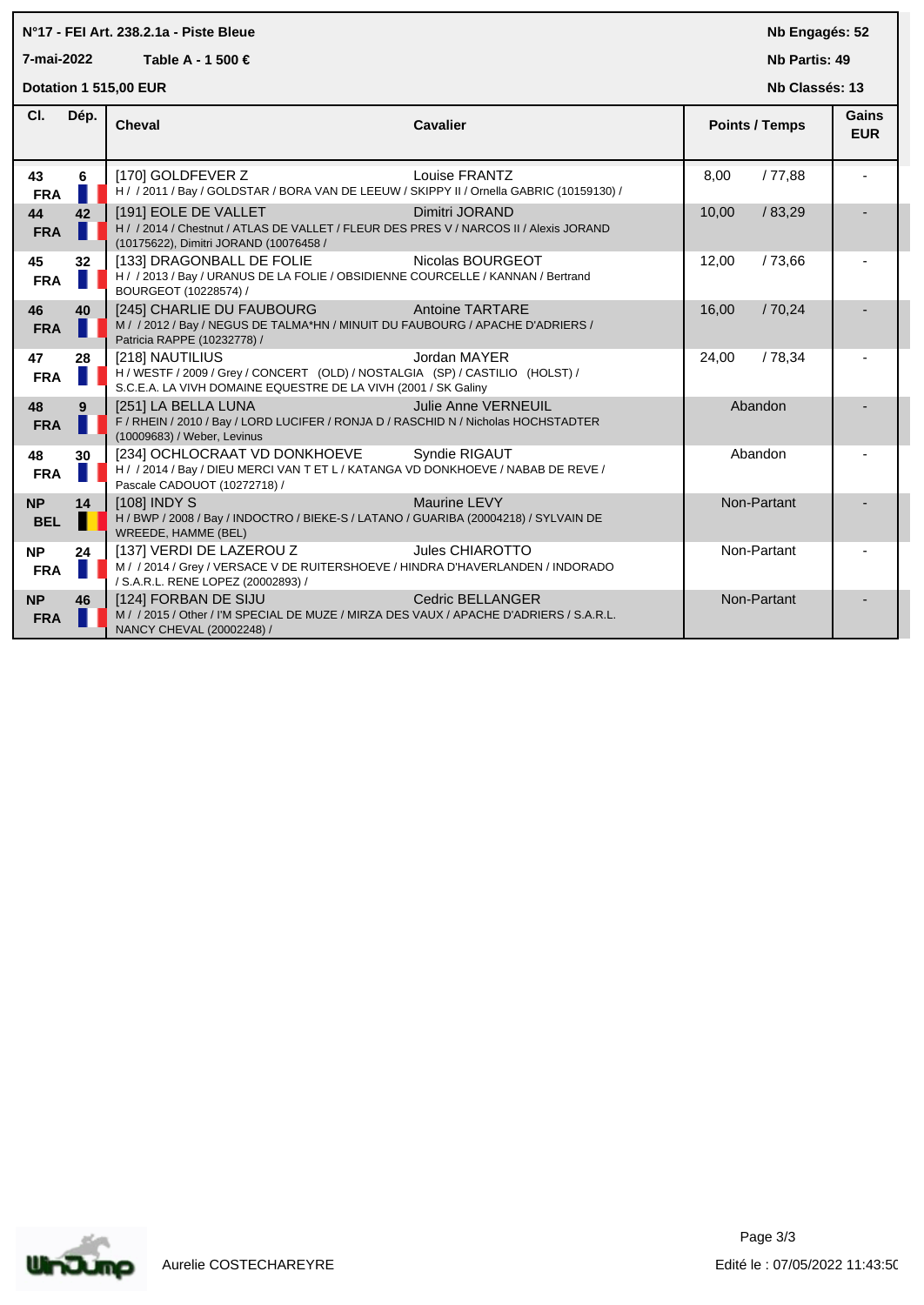**N°17 - FEI Art. 238.2.1a - Piste Bleue**

**7-mai-2022** **Table A - 1 500 €**

**Dotation 1 515,00 EUR**

**Nb Engagés: 52**

**Nb Partis: 49**

**Nb Classés: 13**

| Cl. | Dép. | Cheval | Cavalier | Points / Temps | Gains EUR |
|---|---|---|---|---|---|
| 43 FRA | 6 | [170] GOLDFEVER Z<br>H / / 2011 / Bay / GOLDSTAR / BORA VAN DE LEEUW / SKIPPY II / Ornella GABRIC (10159130) / | Louise FRANTZ | 8,00 / 77,88 | - |
| 44 FRA | 42 | [191] EOLE DE VALLET<br>H / / 2014 / Chestnut / ATLAS DE VALLET / FLEUR DES PRES V / NARCOS II / Alexis JORAND (10175622), Dimitri JORAND (10076458 / | Dimitri JORAND | 10,00 / 83,29 | - |
| 45 FRA | 32 | [133] DRAGONBALL DE FOLIE<br>H / / 2013 / Bay / URANUS DE LA FOLIE / OBSIDIENNE COURCELLE / KANNAN / Bertrand BOURGEOT (10228574) / | Nicolas BOURGEOT | 12,00 / 73,66 | - |
| 46 FRA | 40 | [245] CHARLIE DU FAUBOURG<br>M / / 2012 / Bay / NEGUS DE TALMA*HN / MINUIT DU FAUBOURG / APACHE D'ADRIERS / Patricia RAPPE (10232778) / | Antoine TARTARE | 16,00 / 70,24 | - |
| 47 FRA | 28 | [218] NAUTILIUS<br>H / WESTF / 2009 / Grey / CONCERT (OLD) / NOSTALGIA (SP) / CASTILIO (HOLST) / S.C.E.A. LA VIVH DOMAINE EQUESTRE DE LA VIVH (2001 / SK Galiny | Jordan MAYER | 24,00 / 78,34 | - |
| 48 FRA | 9 | [251] LA BELLA LUNA<br>F / RHEIN / 2010 / Bay / LORD LUCIFER / RONJA D / RASCHID N / Nicholas HOCHSTADTER (10009683) / Weber, Levinus | Julie Anne VERNEUIL | Abandon | - |
| 48 FRA | 30 | [234] OCHLOCRAAT VD DONKHOEVE<br>H / / 2014 / Bay / DIEU MERCI VAN T ET L / KATANGA VD DONKHOEVE / NABAB DE REVE / Pascale CADOUOT (10272718) / | Syndie RIGAUT | Abandon | - |
| NP BEL | 14 | [108] INDY S<br>H / BWP / 2008 / Bay / INDOCTRO / BIEKE-S / LATANO / GUARIBA (20004218) / SYLVAIN DE WREEDE, HAMME (BEL) | Maurine LEVY | Non-Partant | - |
| NP FRA | 24 | [137] VERDI DE LAZEROU Z<br>M / / 2014 / Grey / VERSACE V DE RUITERSHOEVE / HINDRA D'HAVERLANDEN / INDORADO / S.A.R.L. RENE LOPEZ (20002893) / | Jules CHIAROTTO | Non-Partant | - |
| NP FRA | 46 | [124] FORBAN DE SIJU<br>M / / 2015 / Other / I'M SPECIAL DE MUZE / MIRZA DES VAUX / APACHE D'ADRIERS / S.A.R.L. NANCY CHEVAL (20002248) / | Cedric BELLANGER | Non-Partant | - |

Aurelie COSTECHAREYRE

Edité le : 07/05/2022 11:43:50